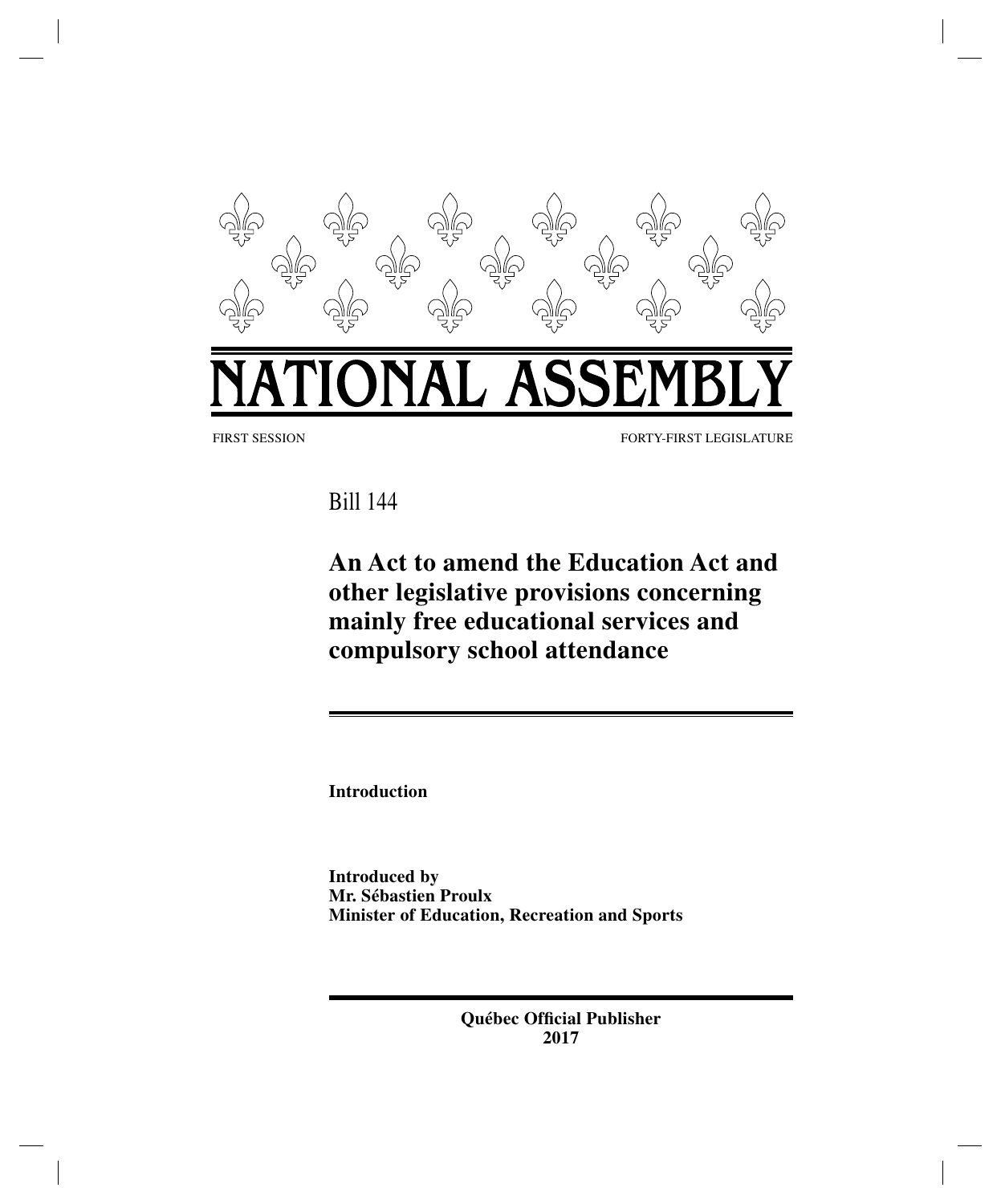# NATIONAL ASSEMBLY

FIRST SESSION FORTY-FIRST LEGISLATURE

Bill 144

## An Act to amend the Education Act and other legislative provisions concerning mainly free educational services and compulsory school attendance

**Introduction**

**Introduced by**
**Mr. Sébastien Proulx**
**Minister of Education, Recreation and Sports**

**Québec Official Publisher**
**2017**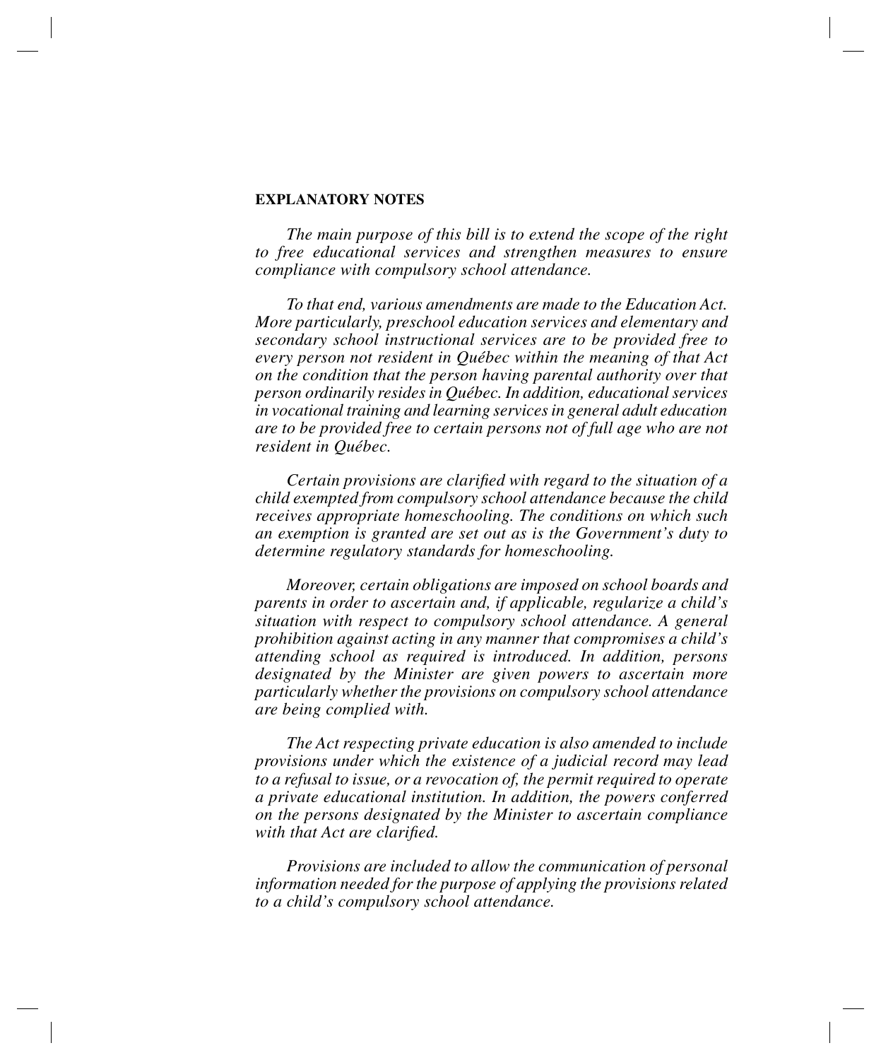**EXPLANATORY NOTES**

*The main purpose of this bill is to extend the scope of the right to free educational services and strengthen measures to ensure compliance with compulsory school attendance.*

*To that end, various amendments are made to the Education Act. More particularly, preschool education services and elementary and secondary school instructional services are to be provided free to every person not resident in Québec within the meaning of that Act on the condition that the person having parental authority over that person ordinarily resides in Québec. In addition, educational services in vocational training and learning services in general adult education are to be provided free to certain persons not of full age who are not resident in Québec.*

*Certain provisions are clarified with regard to the situation of a child exempted from compulsory school attendance because the child receives appropriate homeschooling. The conditions on which such an exemption is granted are set out as is the Government's duty to determine regulatory standards for homeschooling.*

*Moreover, certain obligations are imposed on school boards and parents in order to ascertain and, if applicable, regularize a child's situation with respect to compulsory school attendance. A general prohibition against acting in any manner that compromises a child's attending school as required is introduced. In addition, persons designated by the Minister are given powers to ascertain more particularly whether the provisions on compulsory school attendance are being complied with.*

*The Act respecting private education is also amended to include provisions under which the existence of a judicial record may lead to a refusal to issue, or a revocation of, the permit required to operate a private educational institution. In addition, the powers conferred on the persons designated by the Minister to ascertain compliance with that Act are clarified.*

*Provisions are included to allow the communication of personal information needed for the purpose of applying the provisions related to a child's compulsory school attendance.*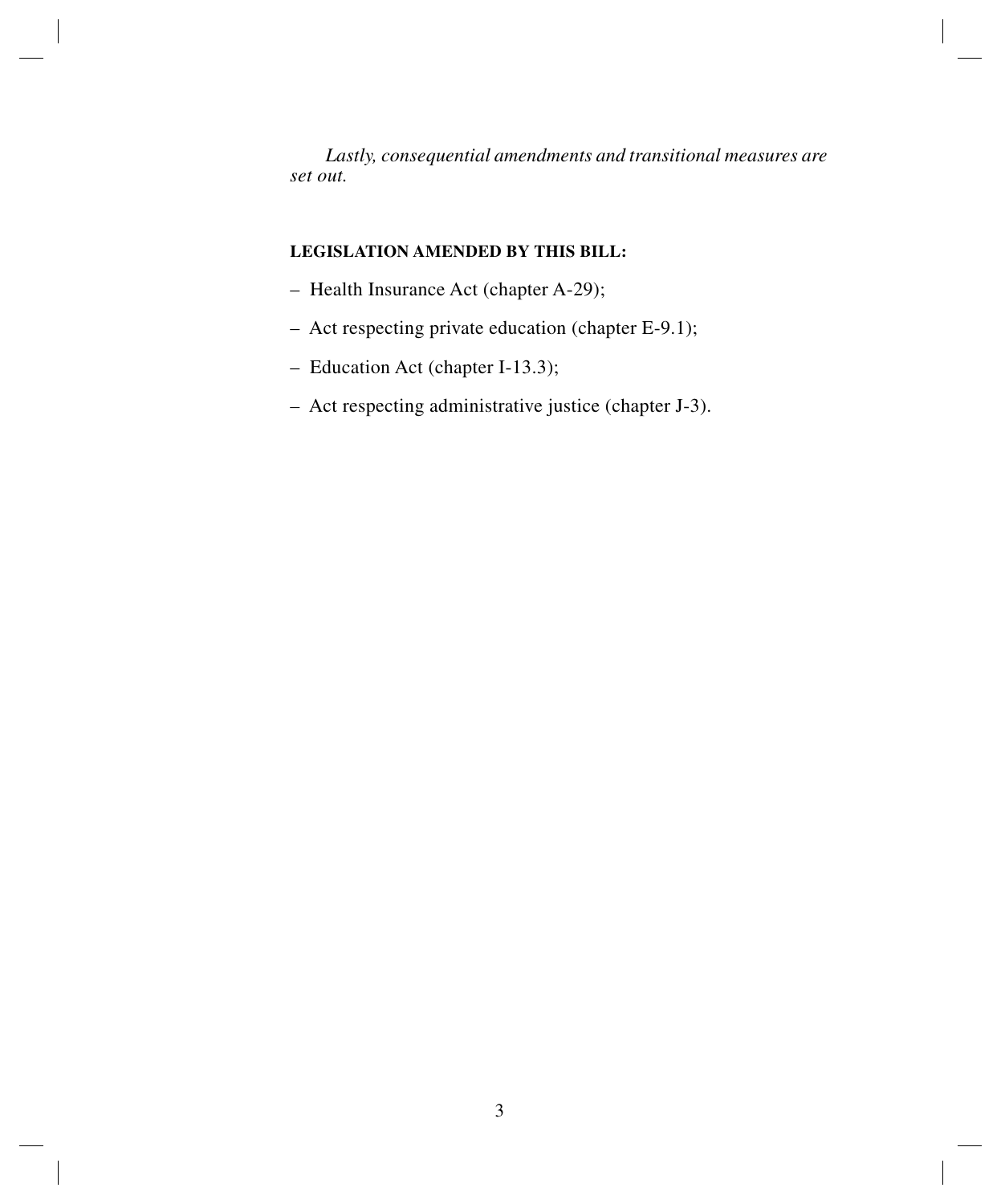*Lastly, consequential amendments and transitional measures are set out.*

**LEGISLATION AMENDED BY THIS BILL:**

– Health Insurance Act (chapter A-29);

– Act respecting private education (chapter E-9.1);

– Education Act (chapter I-13.3);

– Act respecting administrative justice (chapter J-3).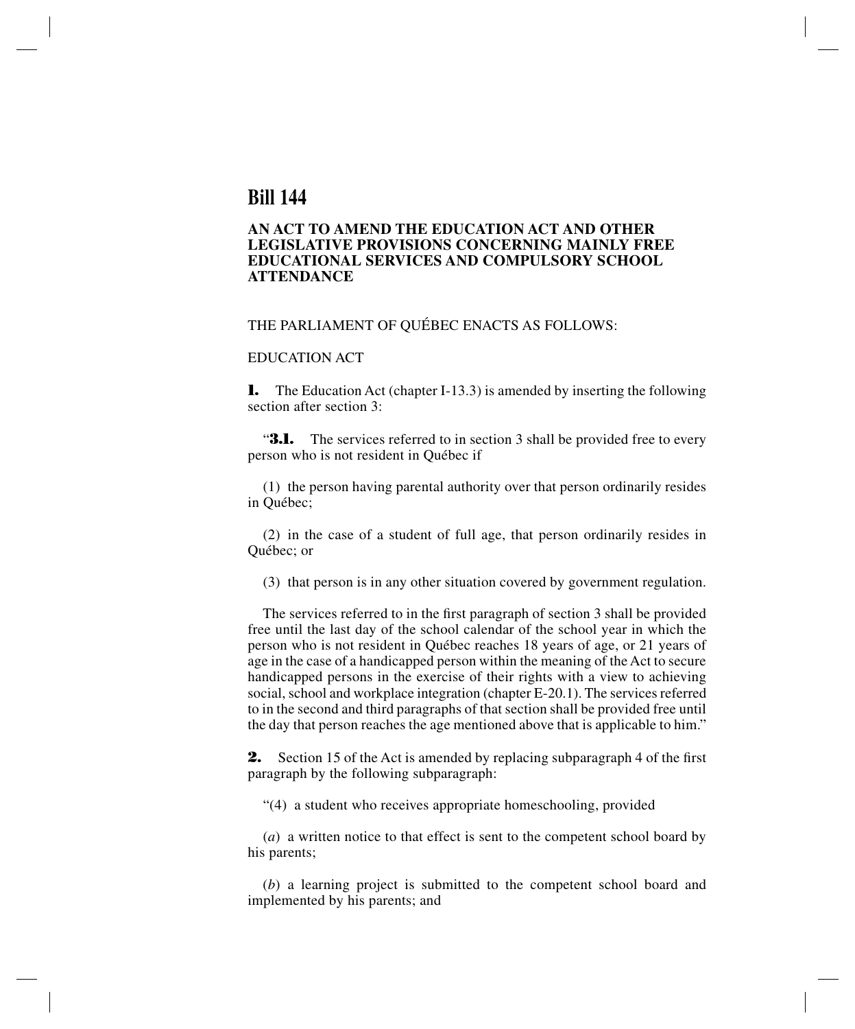# Bill 144

## AN ACT TO AMEND THE EDUCATION ACT AND OTHER LEGISLATIVE PROVISIONS CONCERNING MAINLY FREE EDUCATIONAL SERVICES AND COMPULSORY SCHOOL ATTENDANCE

THE PARLIAMENT OF QUÉBEC ENACTS AS FOLLOWS:

EDUCATION ACT

**1.** The Education Act (chapter I-13.3) is amended by inserting the following section after section 3:

"**3.1.** The services referred to in section 3 shall be provided free to every person who is not resident in Québec if

(1) the person having parental authority over that person ordinarily resides in Québec;

(2) in the case of a student of full age, that person ordinarily resides in Québec; or

(3) that person is in any other situation covered by government regulation.

The services referred to in the first paragraph of section 3 shall be provided free until the last day of the school calendar of the school year in which the person who is not resident in Québec reaches 18 years of age, or 21 years of age in the case of a handicapped person within the meaning of the Act to secure handicapped persons in the exercise of their rights with a view to achieving social, school and workplace integration (chapter E-20.1). The services referred to in the second and third paragraphs of that section shall be provided free until the day that person reaches the age mentioned above that is applicable to him."

**2.** Section 15 of the Act is amended by replacing subparagraph 4 of the first paragraph by the following subparagraph:

"(4) a student who receives appropriate homeschooling, provided

(*a*) a written notice to that effect is sent to the competent school board by his parents;

(*b*) a learning project is submitted to the competent school board and implemented by his parents; and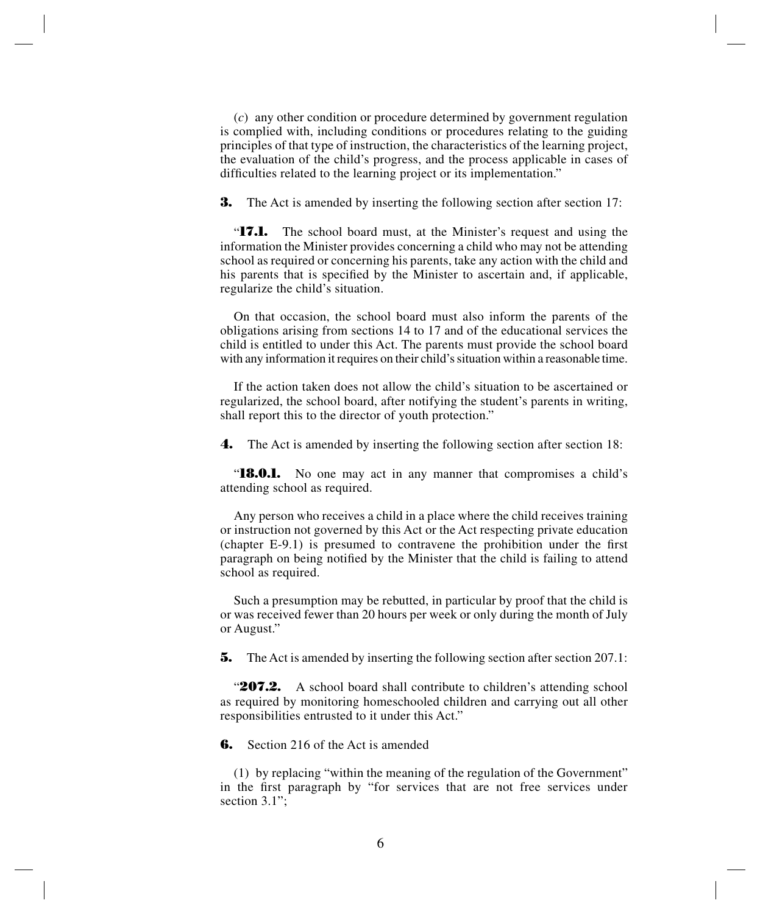(*c*) any other condition or procedure determined by government regulation is complied with, including conditions or procedures relating to the guiding principles of that type of instruction, the characteristics of the learning project, the evaluation of the child's progress, and the process applicable in cases of difficulties related to the learning project or its implementation."

**3.** The Act is amended by inserting the following section after section 17:

"**17.1.** The school board must, at the Minister's request and using the information the Minister provides concerning a child who may not be attending school as required or concerning his parents, take any action with the child and his parents that is specified by the Minister to ascertain and, if applicable, regularize the child's situation.

On that occasion, the school board must also inform the parents of the obligations arising from sections 14 to 17 and of the educational services the child is entitled to under this Act. The parents must provide the school board with any information it requires on their child's situation within a reasonable time.

If the action taken does not allow the child's situation to be ascertained or regularized, the school board, after notifying the student's parents in writing, shall report this to the director of youth protection."

**4.** The Act is amended by inserting the following section after section 18:

"**18.0.1.** No one may act in any manner that compromises a child's attending school as required.

Any person who receives a child in a place where the child receives training or instruction not governed by this Act or the Act respecting private education (chapter E-9.1) is presumed to contravene the prohibition under the first paragraph on being notified by the Minister that the child is failing to attend school as required.

Such a presumption may be rebutted, in particular by proof that the child is or was received fewer than 20 hours per week or only during the month of July or August."

**5.** The Act is amended by inserting the following section after section 207.1:

"**207.2.** A school board shall contribute to children's attending school as required by monitoring homeschooled children and carrying out all other responsibilities entrusted to it under this Act."

**6.** Section 216 of the Act is amended

(1) by replacing "within the meaning of the regulation of the Government" in the first paragraph by "for services that are not free services under section 3.1";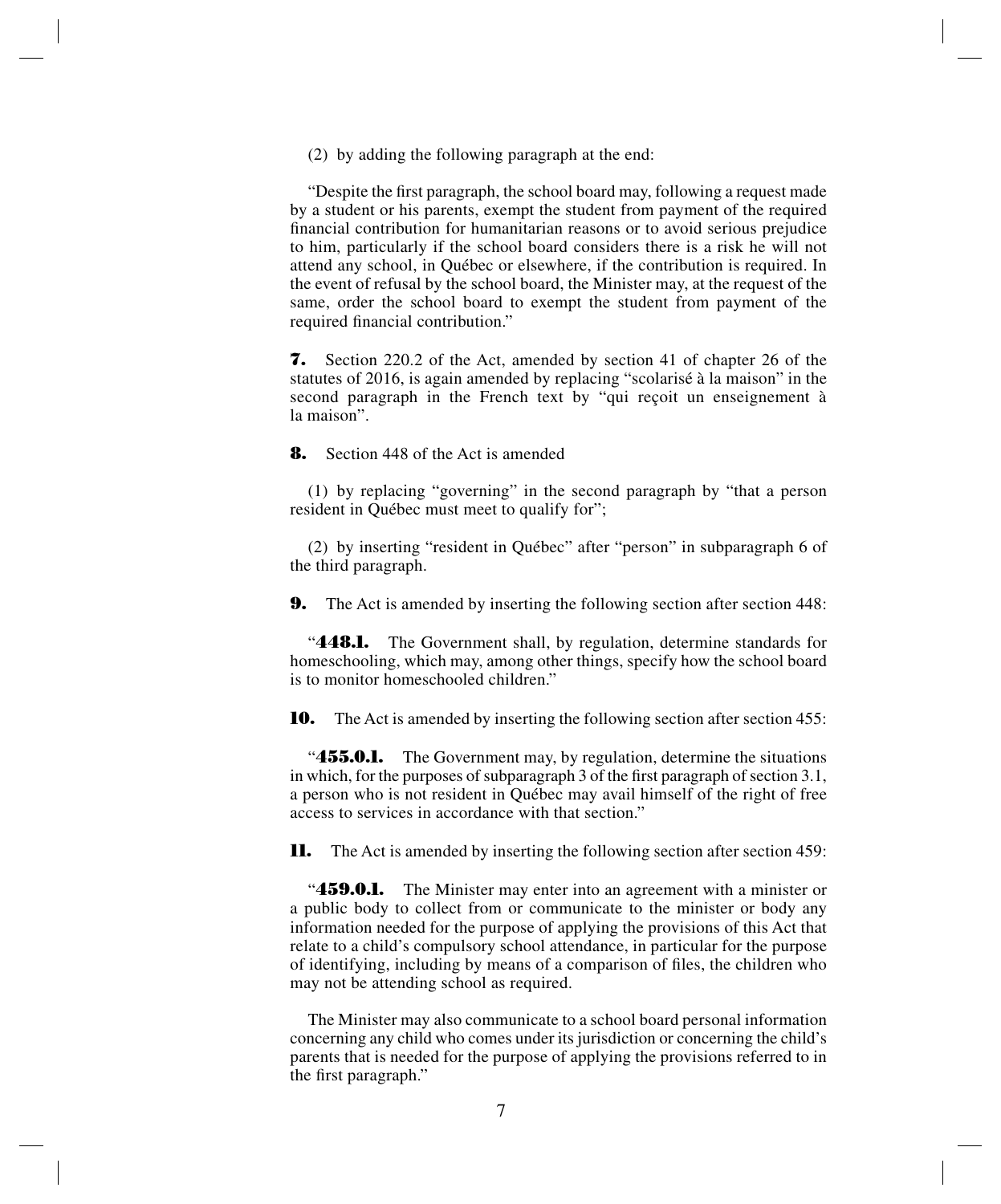(2) by adding the following paragraph at the end:

"Despite the first paragraph, the school board may, following a request made by a student or his parents, exempt the student from payment of the required financial contribution for humanitarian reasons or to avoid serious prejudice to him, particularly if the school board considers there is a risk he will not attend any school, in Québec or elsewhere, if the contribution is required. In the event of refusal by the school board, the Minister may, at the request of the same, order the school board to exempt the student from payment of the required financial contribution."

**7.** Section 220.2 of the Act, amended by section 41 of chapter 26 of the statutes of 2016, is again amended by replacing "scolarisé à la maison" in the second paragraph in the French text by "qui reçoit un enseignement à la maison".

**8.** Section 448 of the Act is amended

(1) by replacing "governing" in the second paragraph by "that a person resident in Québec must meet to qualify for";

(2) by inserting "resident in Québec" after "person" in subparagraph 6 of the third paragraph.

**9.** The Act is amended by inserting the following section after section 448:

"**448.1.** The Government shall, by regulation, determine standards for homeschooling, which may, among other things, specify how the school board is to monitor homeschooled children."

**10.** The Act is amended by inserting the following section after section 455:

"**455.0.1.** The Government may, by regulation, determine the situations in which, for the purposes of subparagraph 3 of the first paragraph of section 3.1, a person who is not resident in Québec may avail himself of the right of free access to services in accordance with that section."

**11.** The Act is amended by inserting the following section after section 459:

"**459.0.1.** The Minister may enter into an agreement with a minister or a public body to collect from or communicate to the minister or body any information needed for the purpose of applying the provisions of this Act that relate to a child's compulsory school attendance, in particular for the purpose of identifying, including by means of a comparison of files, the children who may not be attending school as required.

The Minister may also communicate to a school board personal information concerning any child who comes under its jurisdiction or concerning the child's parents that is needed for the purpose of applying the provisions referred to in the first paragraph."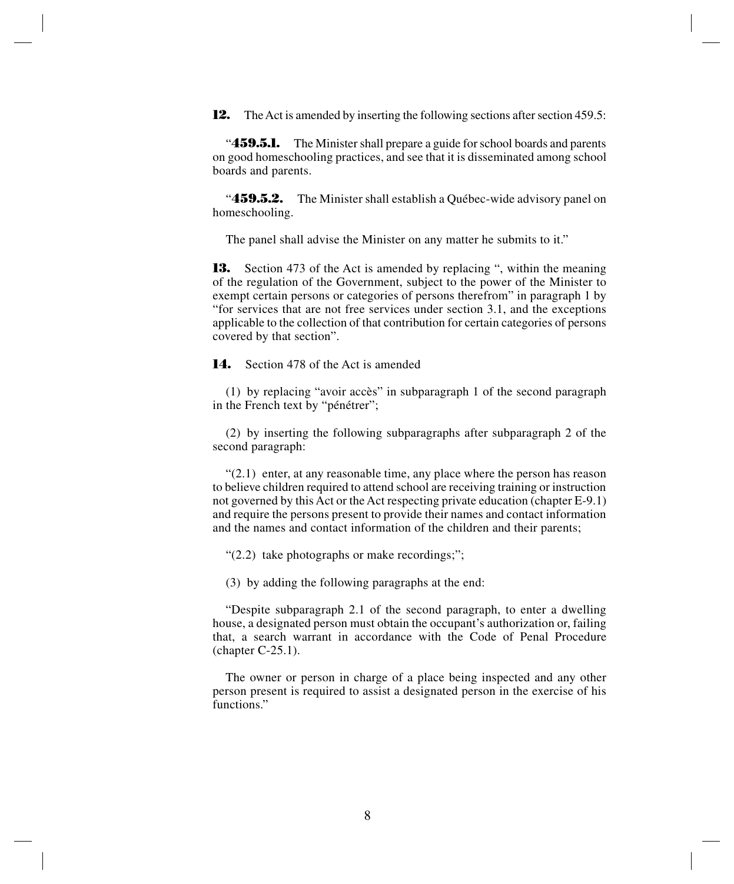**12.** The Act is amended by inserting the following sections after section 459.5:

"**459.5.1.** The Minister shall prepare a guide for school boards and parents on good homeschooling practices, and see that it is disseminated among school boards and parents.

"**459.5.2.** The Minister shall establish a Québec-wide advisory panel on homeschooling.

The panel shall advise the Minister on any matter he submits to it."

**13.** Section 473 of the Act is amended by replacing ", within the meaning of the regulation of the Government, subject to the power of the Minister to exempt certain persons or categories of persons therefrom" in paragraph 1 by "for services that are not free services under section 3.1, and the exceptions applicable to the collection of that contribution for certain categories of persons covered by that section".

**14.** Section 478 of the Act is amended

(1) by replacing "avoir accès" in subparagraph 1 of the second paragraph in the French text by "pénétrer";

(2) by inserting the following subparagraphs after subparagraph 2 of the second paragraph:

"(2.1) enter, at any reasonable time, any place where the person has reason to believe children required to attend school are receiving training or instruction not governed by this Act or the Act respecting private education (chapter E-9.1) and require the persons present to provide their names and contact information and the names and contact information of the children and their parents;

"(2.2) take photographs or make recordings;";

(3) by adding the following paragraphs at the end:

"Despite subparagraph 2.1 of the second paragraph, to enter a dwelling house, a designated person must obtain the occupant's authorization or, failing that, a search warrant in accordance with the Code of Penal Procedure (chapter C-25.1).

The owner or person in charge of a place being inspected and any other person present is required to assist a designated person in the exercise of his functions."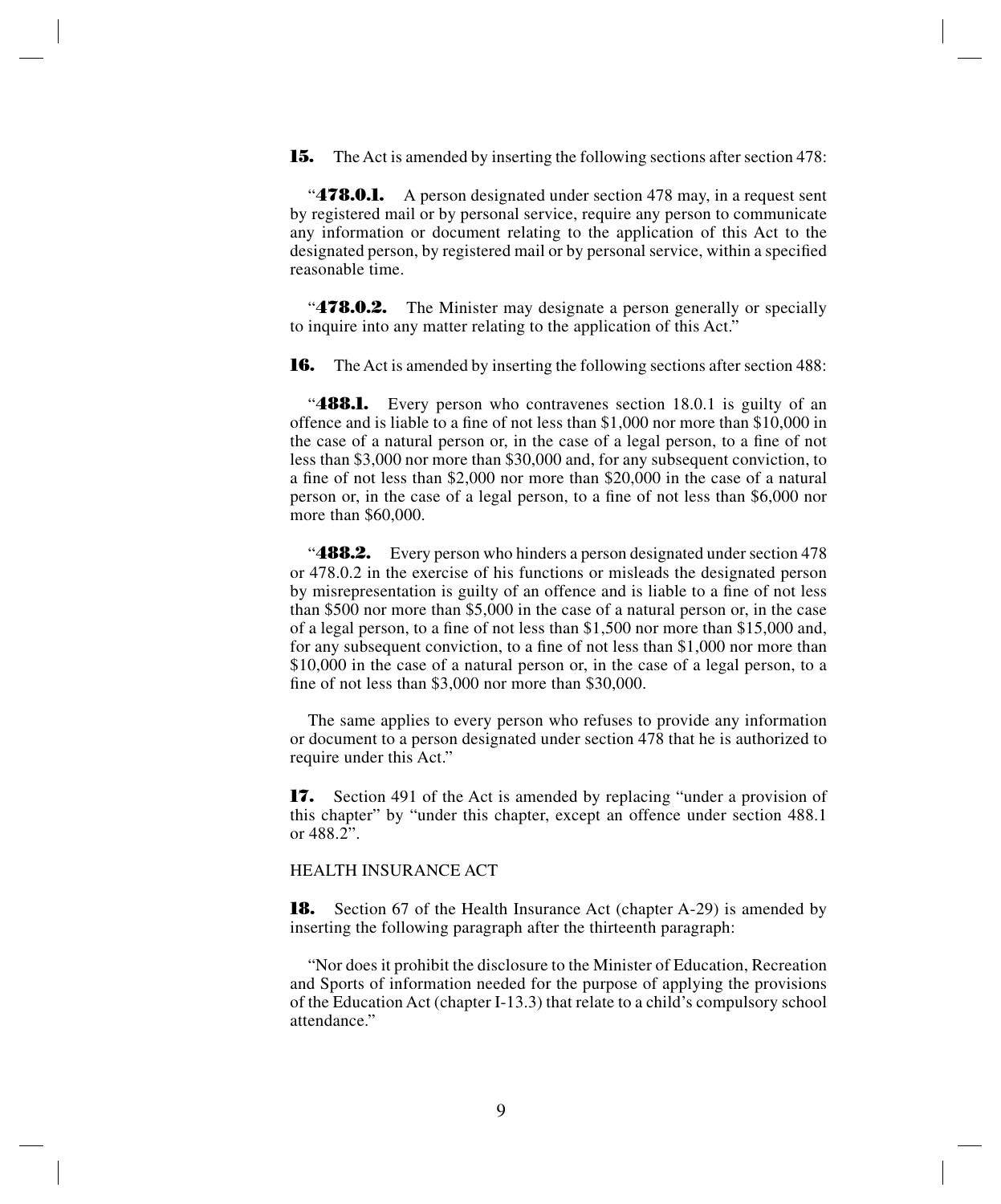**15.** The Act is amended by inserting the following sections after section 478:

"**478.0.1.** A person designated under section 478 may, in a request sent by registered mail or by personal service, require any person to communicate any information or document relating to the application of this Act to the designated person, by registered mail or by personal service, within a specified reasonable time.

"**478.0.2.** The Minister may designate a person generally or specially to inquire into any matter relating to the application of this Act."

**16.** The Act is amended by inserting the following sections after section 488:

"**488.1.** Every person who contravenes section 18.0.1 is guilty of an offence and is liable to a fine of not less than $1,000 nor more than $10,000 in the case of a natural person or, in the case of a legal person, to a fine of not less than $3,000 nor more than $30,000 and, for any subsequent conviction, to a fine of not less than $2,000 nor more than $20,000 in the case of a natural person or, in the case of a legal person, to a fine of not less than $6,000 nor more than $60,000.

"**488.2.** Every person who hinders a person designated under section 478 or 478.0.2 in the exercise of his functions or misleads the designated person by misrepresentation is guilty of an offence and is liable to a fine of not less than $500 nor more than $5,000 in the case of a natural person or, in the case of a legal person, to a fine of not less than $1,500 nor more than $15,000 and, for any subsequent conviction, to a fine of not less than $1,000 nor more than $10,000 in the case of a natural person or, in the case of a legal person, to a fine of not less than $3,000 nor more than $30,000.

The same applies to every person who refuses to provide any information or document to a person designated under section 478 that he is authorized to require under this Act."

**17.** Section 491 of the Act is amended by replacing "under a provision of this chapter" by "under this chapter, except an offence under section 488.1 or 488.2".

HEALTH INSURANCE ACT

**18.** Section 67 of the Health Insurance Act (chapter A-29) is amended by inserting the following paragraph after the thirteenth paragraph:

"Nor does it prohibit the disclosure to the Minister of Education, Recreation and Sports of information needed for the purpose of applying the provisions of the Education Act (chapter I-13.3) that relate to a child's compulsory school attendance."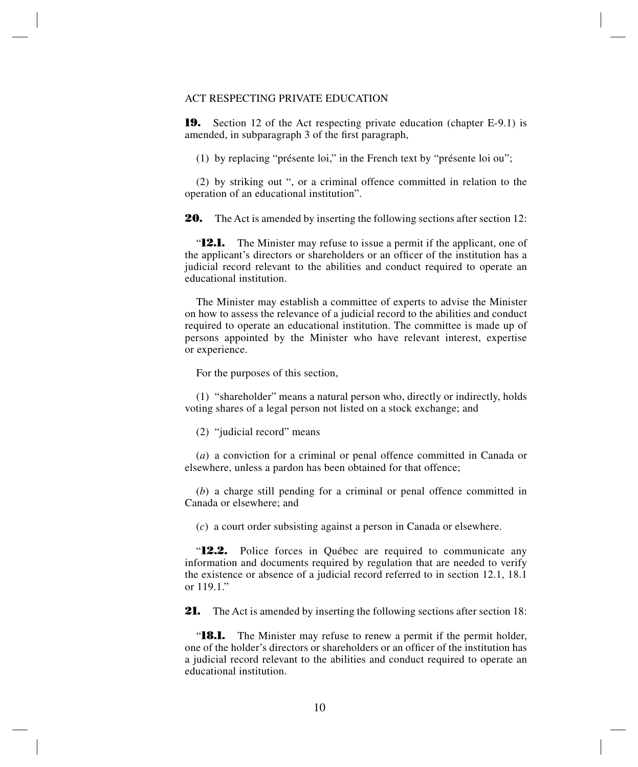ACT RESPECTING PRIVATE EDUCATION

**19.** Section 12 of the Act respecting private education (chapter E-9.1) is amended, in subparagraph 3 of the first paragraph,

(1) by replacing "présente loi," in the French text by "présente loi ou";

(2) by striking out ", or a criminal offence committed in relation to the operation of an educational institution".

**20.** The Act is amended by inserting the following sections after section 12:

"**12.1.** The Minister may refuse to issue a permit if the applicant, one of the applicant's directors or shareholders or an officer of the institution has a judicial record relevant to the abilities and conduct required to operate an educational institution.

The Minister may establish a committee of experts to advise the Minister on how to assess the relevance of a judicial record to the abilities and conduct required to operate an educational institution. The committee is made up of persons appointed by the Minister who have relevant interest, expertise or experience.

For the purposes of this section,

(1) "shareholder" means a natural person who, directly or indirectly, holds voting shares of a legal person not listed on a stock exchange; and

(2) "judicial record" means

(*a*) a conviction for a criminal or penal offence committed in Canada or elsewhere, unless a pardon has been obtained for that offence;

(*b*) a charge still pending for a criminal or penal offence committed in Canada or elsewhere; and

(*c*) a court order subsisting against a person in Canada or elsewhere.

"**12.2.** Police forces in Québec are required to communicate any information and documents required by regulation that are needed to verify the existence or absence of a judicial record referred to in section 12.1, 18.1 or 119.1."

**21.** The Act is amended by inserting the following sections after section 18:

"**18.1.** The Minister may refuse to renew a permit if the permit holder, one of the holder's directors or shareholders or an officer of the institution has a judicial record relevant to the abilities and conduct required to operate an educational institution.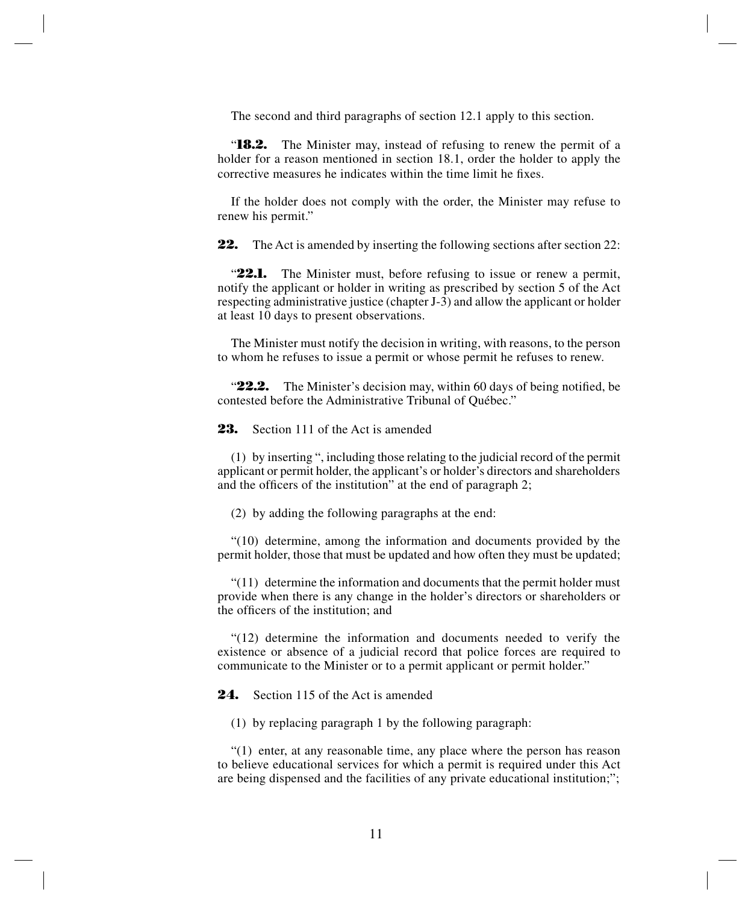The second and third paragraphs of section 12.1 apply to this section.

“**18.2.** The Minister may, instead of refusing to renew the permit of a holder for a reason mentioned in section 18.1, order the holder to apply the corrective measures he indicates within the time limit he fixes.

If the holder does not comply with the order, the Minister may refuse to renew his permit.”

**22.** The Act is amended by inserting the following sections after section 22:

“**22.1.** The Minister must, before refusing to issue or renew a permit, notify the applicant or holder in writing as prescribed by section 5 of the Act respecting administrative justice (chapter J-3) and allow the applicant or holder at least 10 days to present observations.

The Minister must notify the decision in writing, with reasons, to the person to whom he refuses to issue a permit or whose permit he refuses to renew.

“**22.2.** The Minister’s decision may, within 60 days of being notified, be contested before the Administrative Tribunal of Québec.”

**23.** Section 111 of the Act is amended

(1) by inserting “, including those relating to the judicial record of the permit applicant or permit holder, the applicant’s or holder’s directors and shareholders and the officers of the institution” at the end of paragraph 2;

(2) by adding the following paragraphs at the end:

“(10) determine, among the information and documents provided by the permit holder, those that must be updated and how often they must be updated;

“(11) determine the information and documents that the permit holder must provide when there is any change in the holder’s directors or shareholders or the officers of the institution; and

“(12) determine the information and documents needed to verify the existence or absence of a judicial record that police forces are required to communicate to the Minister or to a permit applicant or permit holder.”

**24.** Section 115 of the Act is amended

(1) by replacing paragraph 1 by the following paragraph:

“(1) enter, at any reasonable time, any place where the person has reason to believe educational services for which a permit is required under this Act are being dispensed and the facilities of any private educational institution;”;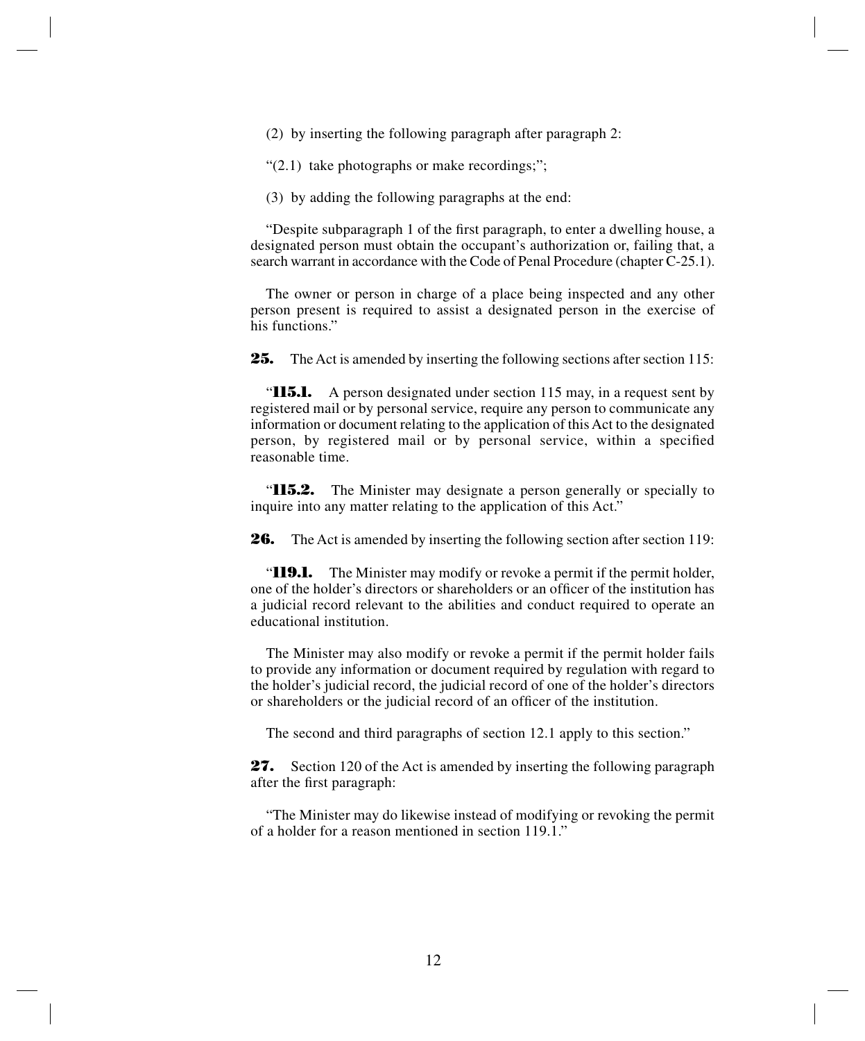(2) by inserting the following paragraph after paragraph 2:

"(2.1) take photographs or make recordings;";

(3) by adding the following paragraphs at the end:

"Despite subparagraph 1 of the first paragraph, to enter a dwelling house, a designated person must obtain the occupant's authorization or, failing that, a search warrant in accordance with the Code of Penal Procedure (chapter C-25.1).

The owner or person in charge of a place being inspected and any other person present is required to assist a designated person in the exercise of his functions."

**25.** The Act is amended by inserting the following sections after section 115:

"**115.1.** A person designated under section 115 may, in a request sent by registered mail or by personal service, require any person to communicate any information or document relating to the application of this Act to the designated person, by registered mail or by personal service, within a specified reasonable time.

"**115.2.** The Minister may designate a person generally or specially to inquire into any matter relating to the application of this Act."

**26.** The Act is amended by inserting the following section after section 119:

"**119.1.** The Minister may modify or revoke a permit if the permit holder, one of the holder's directors or shareholders or an officer of the institution has a judicial record relevant to the abilities and conduct required to operate an educational institution.

The Minister may also modify or revoke a permit if the permit holder fails to provide any information or document required by regulation with regard to the holder's judicial record, the judicial record of one of the holder's directors or shareholders or the judicial record of an officer of the institution.

The second and third paragraphs of section 12.1 apply to this section."

**27.** Section 120 of the Act is amended by inserting the following paragraph after the first paragraph:

"The Minister may do likewise instead of modifying or revoking the permit of a holder for a reason mentioned in section 119.1."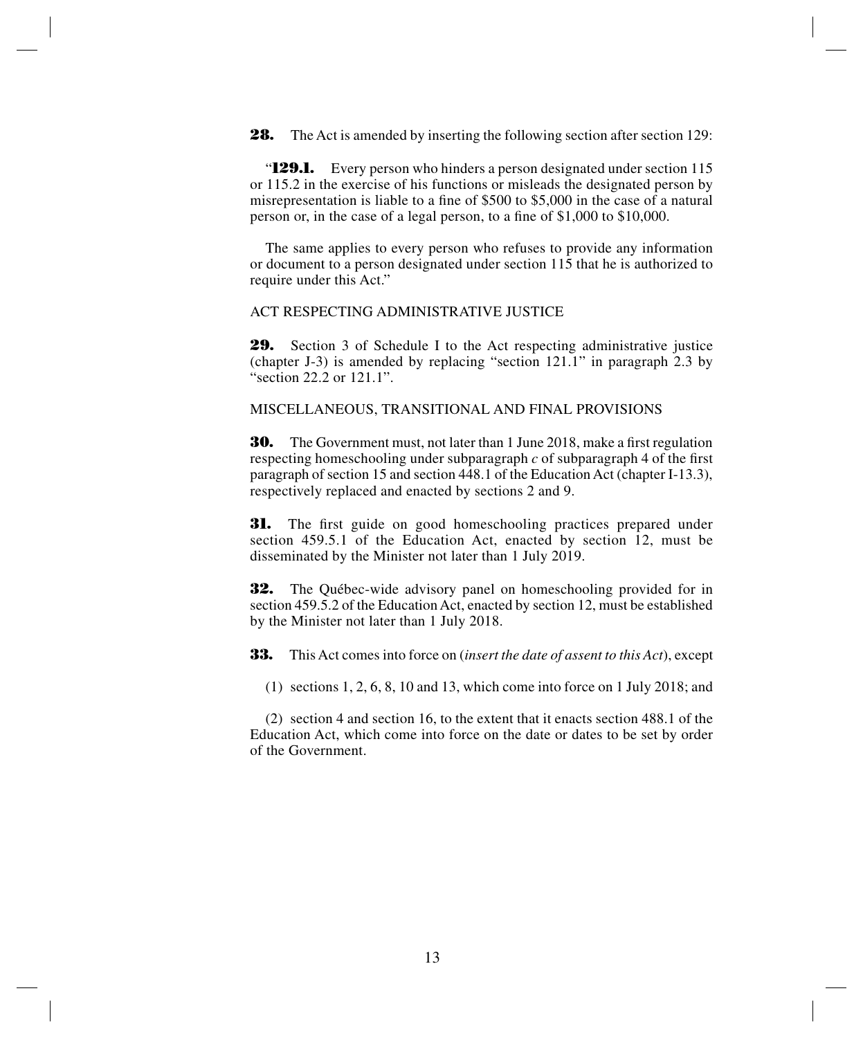**28.** The Act is amended by inserting the following section after section 129:

"**129.1.** Every person who hinders a person designated under section 115 or 115.2 in the exercise of his functions or misleads the designated person by misrepresentation is liable to a fine of $500 to $5,000 in the case of a natural person or, in the case of a legal person, to a fine of $1,000 to $10,000.

The same applies to every person who refuses to provide any information or document to a person designated under section 115 that he is authorized to require under this Act."

ACT RESPECTING ADMINISTRATIVE JUSTICE

**29.** Section 3 of Schedule I to the Act respecting administrative justice (chapter J-3) is amended by replacing "section 121.1" in paragraph 2.3 by "section 22.2 or 121.1".

MISCELLANEOUS, TRANSITIONAL AND FINAL PROVISIONS

**30.** The Government must, not later than 1 June 2018, make a first regulation respecting homeschooling under subparagraph *c* of subparagraph 4 of the first paragraph of section 15 and section 448.1 of the Education Act (chapter I-13.3), respectively replaced and enacted by sections 2 and 9.

**31.** The first guide on good homeschooling practices prepared under section 459.5.1 of the Education Act, enacted by section 12, must be disseminated by the Minister not later than 1 July 2019.

**32.** The Québec-wide advisory panel on homeschooling provided for in section 459.5.2 of the Education Act, enacted by section 12, must be established by the Minister not later than 1 July 2018.

**33.** This Act comes into force on (*insert the date of assent to this Act*), except

(1) sections 1, 2, 6, 8, 10 and 13, which come into force on 1 July 2018; and

(2) section 4 and section 16, to the extent that it enacts section 488.1 of the Education Act, which come into force on the date or dates to be set by order of the Government.